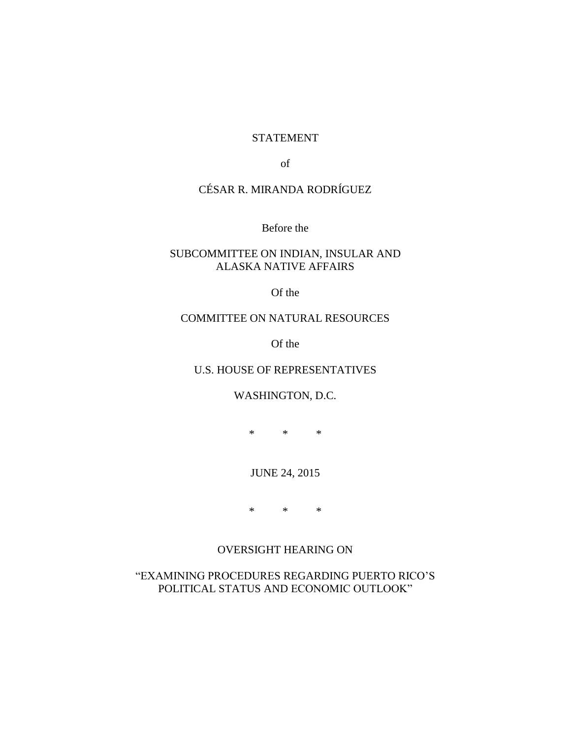STATEMENT

of

CÉSAR R. MIRANDA RODRÍGUEZ

Before the

SUBCOMMITTEE ON INDIAN, INSULAR AND ALASKA NATIVE AFFAIRS

Of the

COMMITTEE ON NATURAL RESOURCES

Of the

U.S. HOUSE OF REPRESENTATIVES

WASHINGTON, D.C.

\*     \*     \*

JUNE 24, 2015

\*     \*     \*

OVERSIGHT HEARING ON

"EXAMINING PROCEDURES REGARDING PUERTO RICO'S POLITICAL STATUS AND ECONOMIC OUTLOOK"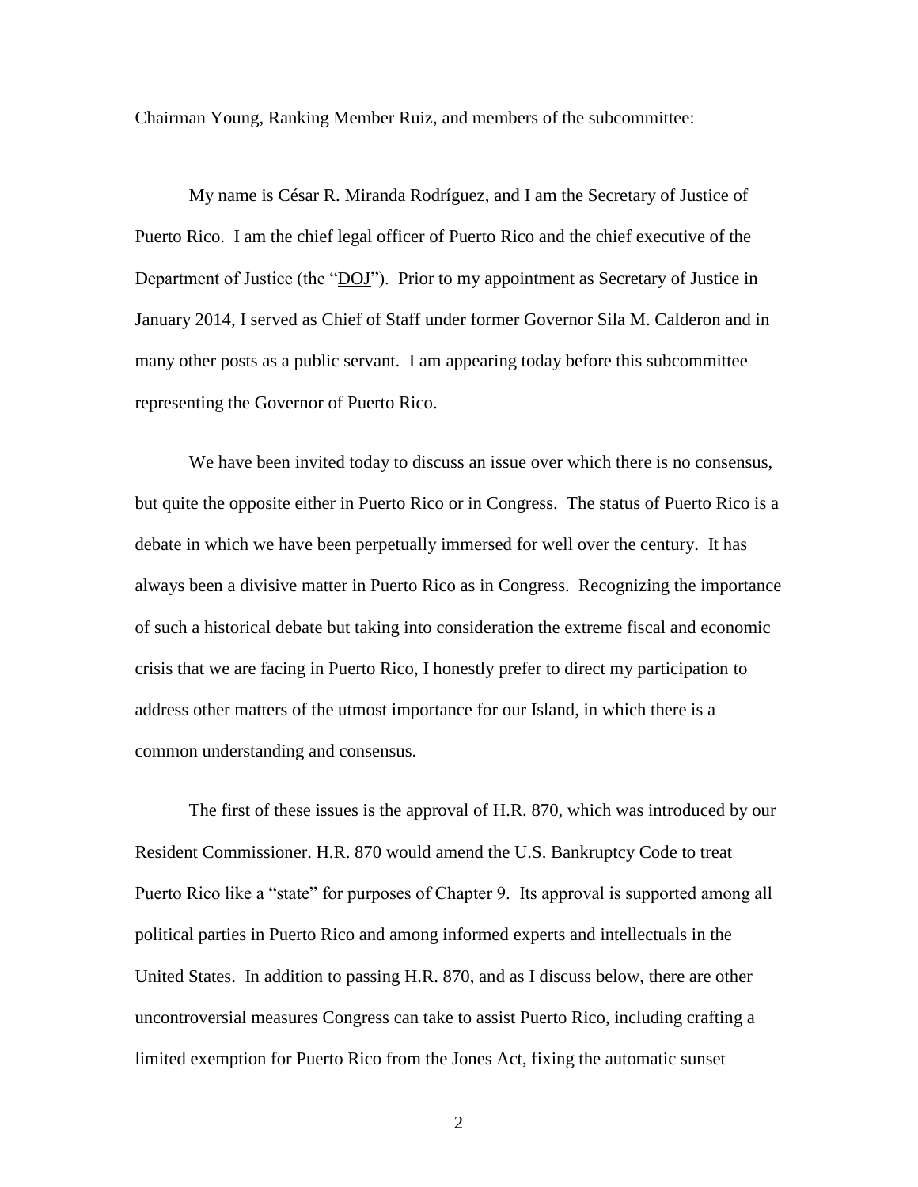Chairman Young, Ranking Member Ruiz, and members of the subcommittee:

My name is César R. Miranda Rodríguez, and I am the Secretary of Justice of Puerto Rico. I am the chief legal officer of Puerto Rico and the chief executive of the Department of Justice (the "DOJ"). Prior to my appointment as Secretary of Justice in January 2014, I served as Chief of Staff under former Governor Sila M. Calderon and in many other posts as a public servant. I am appearing today before this subcommittee representing the Governor of Puerto Rico.

We have been invited today to discuss an issue over which there is no consensus, but quite the opposite either in Puerto Rico or in Congress. The status of Puerto Rico is a debate in which we have been perpetually immersed for well over the century. It has always been a divisive matter in Puerto Rico as in Congress. Recognizing the importance of such a historical debate but taking into consideration the extreme fiscal and economic crisis that we are facing in Puerto Rico, I honestly prefer to direct my participation to address other matters of the utmost importance for our Island, in which there is a common understanding and consensus.

The first of these issues is the approval of H.R. 870, which was introduced by our Resident Commissioner. H.R. 870 would amend the U.S. Bankruptcy Code to treat Puerto Rico like a "state" for purposes of Chapter 9. Its approval is supported among all political parties in Puerto Rico and among informed experts and intellectuals in the United States. In addition to passing H.R. 870, and as I discuss below, there are other uncontroversial measures Congress can take to assist Puerto Rico, including crafting a limited exemption for Puerto Rico from the Jones Act, fixing the automatic sunset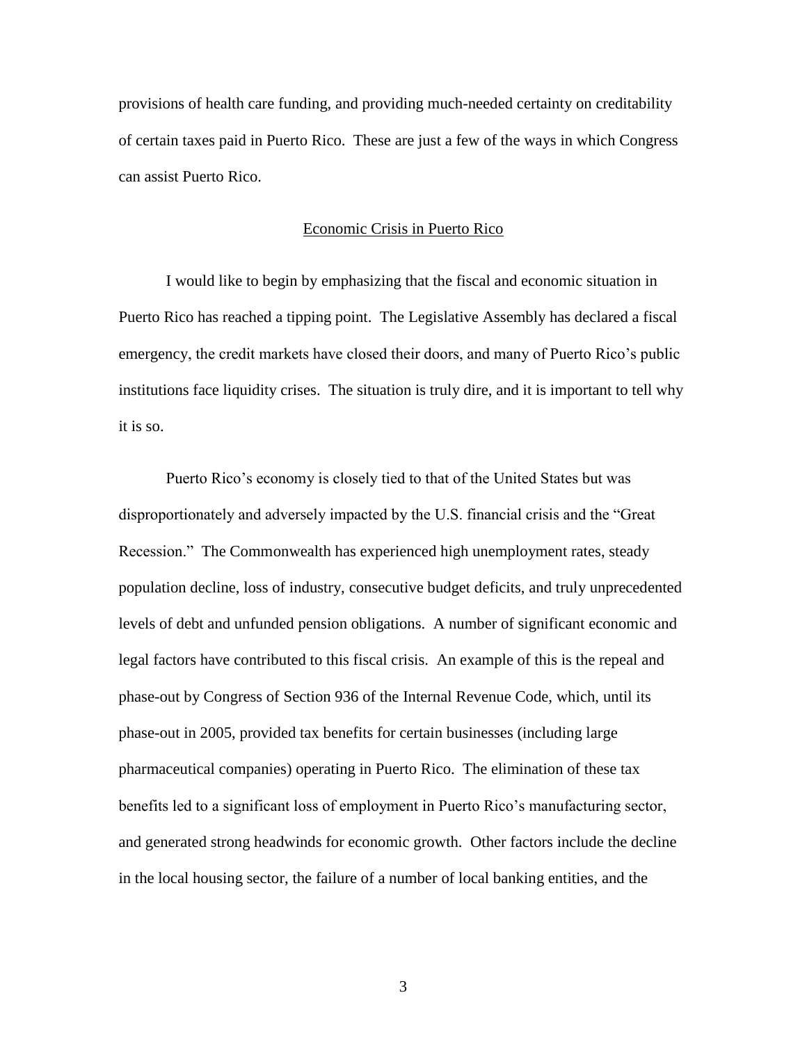provisions of health care funding, and providing much-needed certainty on creditability of certain taxes paid in Puerto Rico. These are just a few of the ways in which Congress can assist Puerto Rico.

## Economic Crisis in Puerto Rico

I would like to begin by emphasizing that the fiscal and economic situation in Puerto Rico has reached a tipping point. The Legislative Assembly has declared a fiscal emergency, the credit markets have closed their doors, and many of Puerto Rico's public institutions face liquidity crises. The situation is truly dire, and it is important to tell why it is so.

Puerto Rico's economy is closely tied to that of the United States but was disproportionately and adversely impacted by the U.S. financial crisis and the "Great Recession." The Commonwealth has experienced high unemployment rates, steady population decline, loss of industry, consecutive budget deficits, and truly unprecedented levels of debt and unfunded pension obligations. A number of significant economic and legal factors have contributed to this fiscal crisis. An example of this is the repeal and phase-out by Congress of Section 936 of the Internal Revenue Code, which, until its phase-out in 2005, provided tax benefits for certain businesses (including large pharmaceutical companies) operating in Puerto Rico. The elimination of these tax benefits led to a significant loss of employment in Puerto Rico's manufacturing sector, and generated strong headwinds for economic growth. Other factors include the decline in the local housing sector, the failure of a number of local banking entities, and the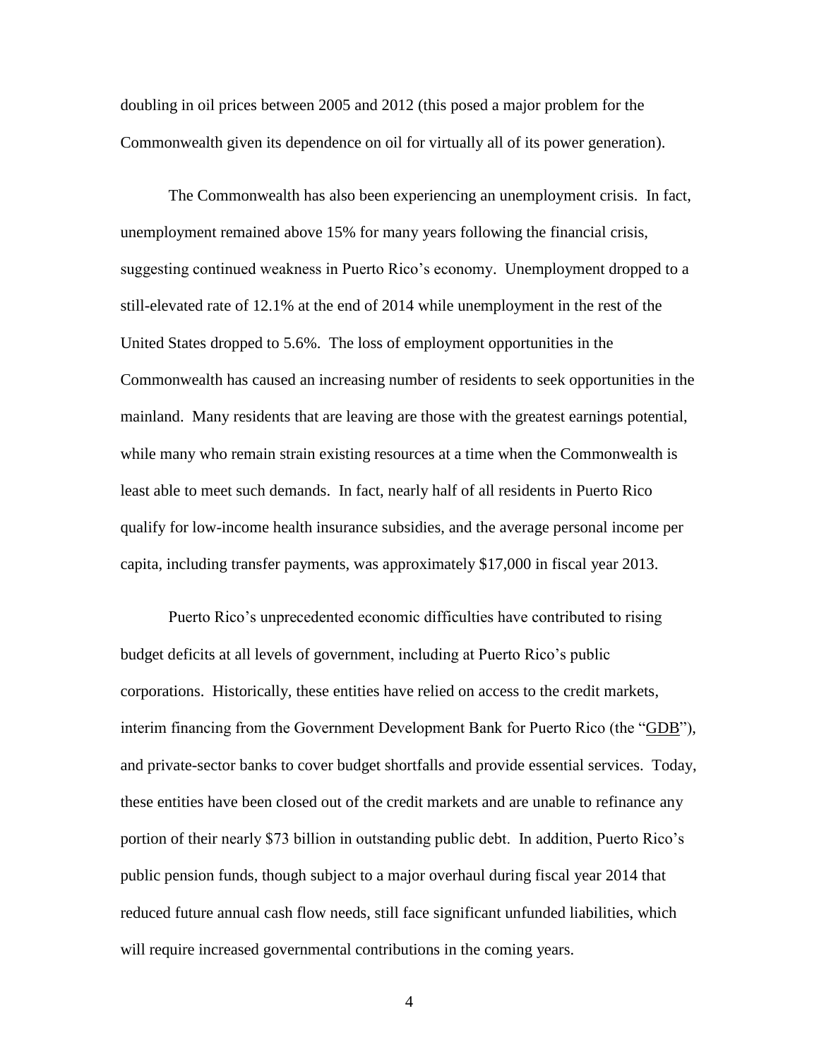doubling in oil prices between 2005 and 2012 (this posed a major problem for the Commonwealth given its dependence on oil for virtually all of its power generation).

The Commonwealth has also been experiencing an unemployment crisis. In fact, unemployment remained above 15% for many years following the financial crisis, suggesting continued weakness in Puerto Rico's economy. Unemployment dropped to a still-elevated rate of 12.1% at the end of 2014 while unemployment in the rest of the United States dropped to 5.6%. The loss of employment opportunities in the Commonwealth has caused an increasing number of residents to seek opportunities in the mainland. Many residents that are leaving are those with the greatest earnings potential, while many who remain strain existing resources at a time when the Commonwealth is least able to meet such demands. In fact, nearly half of all residents in Puerto Rico qualify for low-income health insurance subsidies, and the average personal income per capita, including transfer payments, was approximately $17,000 in fiscal year 2013.

Puerto Rico's unprecedented economic difficulties have contributed to rising budget deficits at all levels of government, including at Puerto Rico's public corporations. Historically, these entities have relied on access to the credit markets, interim financing from the Government Development Bank for Puerto Rico (the "<u>GDB</u>"), and private-sector banks to cover budget shortfalls and provide essential services. Today, these entities have been closed out of the credit markets and are unable to refinance any portion of their nearly $73 billion in outstanding public debt. In addition, Puerto Rico's public pension funds, though subject to a major overhaul during fiscal year 2014 that reduced future annual cash flow needs, still face significant unfunded liabilities, which will require increased governmental contributions in the coming years.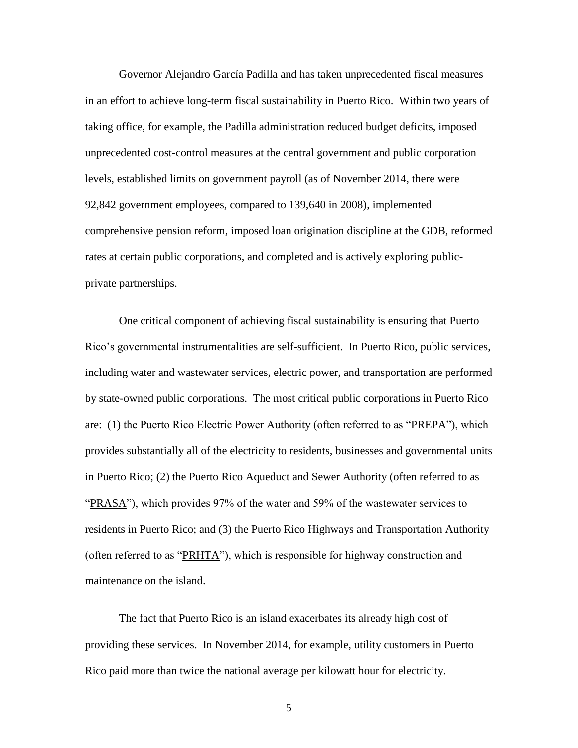Governor Alejandro García Padilla and has taken unprecedented fiscal measures in an effort to achieve long-term fiscal sustainability in Puerto Rico. Within two years of taking office, for example, the Padilla administration reduced budget deficits, imposed unprecedented cost-control measures at the central government and public corporation levels, established limits on government payroll (as of November 2014, there were 92,842 government employees, compared to 139,640 in 2008), implemented comprehensive pension reform, imposed loan origination discipline at the GDB, reformed rates at certain public corporations, and completed and is actively exploring public-private partnerships.

One critical component of achieving fiscal sustainability is ensuring that Puerto Rico's governmental instrumentalities are self-sufficient. In Puerto Rico, public services, including water and wastewater services, electric power, and transportation are performed by state-owned public corporations. The most critical public corporations in Puerto Rico are: (1) the Puerto Rico Electric Power Authority (often referred to as "PREPA"), which provides substantially all of the electricity to residents, businesses and governmental units in Puerto Rico; (2) the Puerto Rico Aqueduct and Sewer Authority (often referred to as "PRASA"), which provides 97% of the water and 59% of the wastewater services to residents in Puerto Rico; and (3) the Puerto Rico Highways and Transportation Authority (often referred to as "PRHTA"), which is responsible for highway construction and maintenance on the island.

The fact that Puerto Rico is an island exacerbates its already high cost of providing these services. In November 2014, for example, utility customers in Puerto Rico paid more than twice the national average per kilowatt hour for electricity.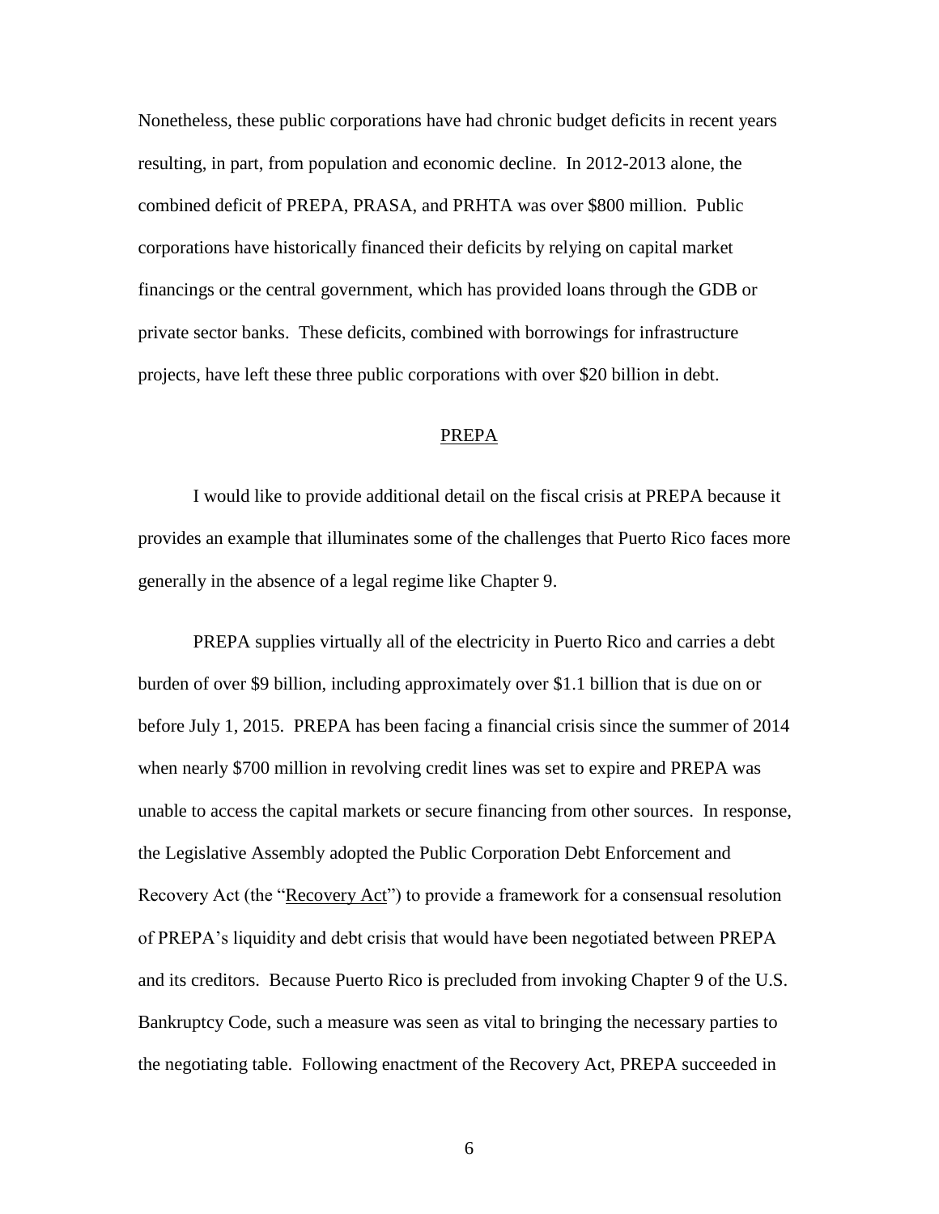Nonetheless, these public corporations have had chronic budget deficits in recent years resulting, in part, from population and economic decline. In 2012-2013 alone, the combined deficit of PREPA, PRASA, and PRHTA was over $800 million. Public corporations have historically financed their deficits by relying on capital market financings or the central government, which has provided loans through the GDB or private sector banks. These deficits, combined with borrowings for infrastructure projects, have left these three public corporations with over $20 billion in debt.

## PREPA

I would like to provide additional detail on the fiscal crisis at PREPA because it provides an example that illuminates some of the challenges that Puerto Rico faces more generally in the absence of a legal regime like Chapter 9.

PREPA supplies virtually all of the electricity in Puerto Rico and carries a debt burden of over $9 billion, including approximately over $1.1 billion that is due on or before July 1, 2015. PREPA has been facing a financial crisis since the summer of 2014 when nearly $700 million in revolving credit lines was set to expire and PREPA was unable to access the capital markets or secure financing from other sources. In response, the Legislative Assembly adopted the Public Corporation Debt Enforcement and Recovery Act (the "Recovery Act") to provide a framework for a consensual resolution of PREPA's liquidity and debt crisis that would have been negotiated between PREPA and its creditors. Because Puerto Rico is precluded from invoking Chapter 9 of the U.S. Bankruptcy Code, such a measure was seen as vital to bringing the necessary parties to the negotiating table. Following enactment of the Recovery Act, PREPA succeeded in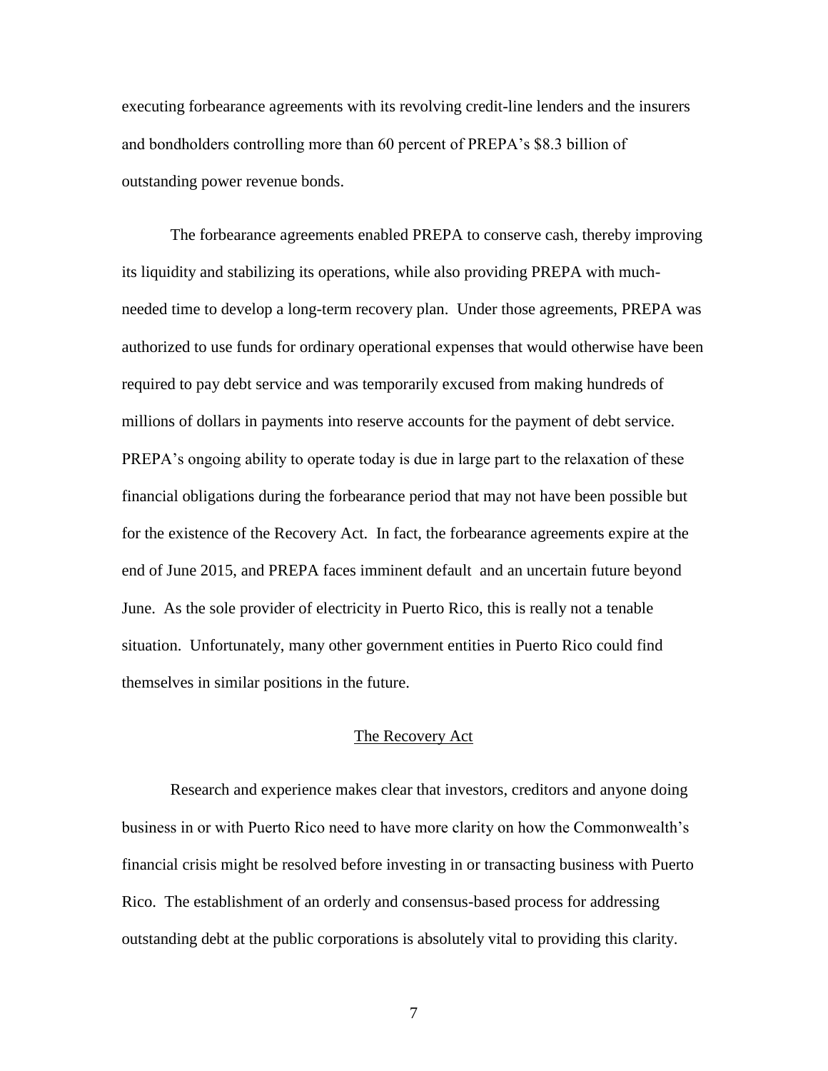executing forbearance agreements with its revolving credit-line lenders and the insurers and bondholders controlling more than 60 percent of PREPA's $8.3 billion of outstanding power revenue bonds.

The forbearance agreements enabled PREPA to conserve cash, thereby improving its liquidity and stabilizing its operations, while also providing PREPA with much-needed time to develop a long-term recovery plan. Under those agreements, PREPA was authorized to use funds for ordinary operational expenses that would otherwise have been required to pay debt service and was temporarily excused from making hundreds of millions of dollars in payments into reserve accounts for the payment of debt service. PREPA's ongoing ability to operate today is due in large part to the relaxation of these financial obligations during the forbearance period that may not have been possible but for the existence of the Recovery Act. In fact, the forbearance agreements expire at the end of June 2015, and PREPA faces imminent default and an uncertain future beyond June. As the sole provider of electricity in Puerto Rico, this is really not a tenable situation. Unfortunately, many other government entities in Puerto Rico could find themselves in similar positions in the future.

## The Recovery Act

Research and experience makes clear that investors, creditors and anyone doing business in or with Puerto Rico need to have more clarity on how the Commonwealth's financial crisis might be resolved before investing in or transacting business with Puerto Rico. The establishment of an orderly and consensus-based process for addressing outstanding debt at the public corporations is absolutely vital to providing this clarity.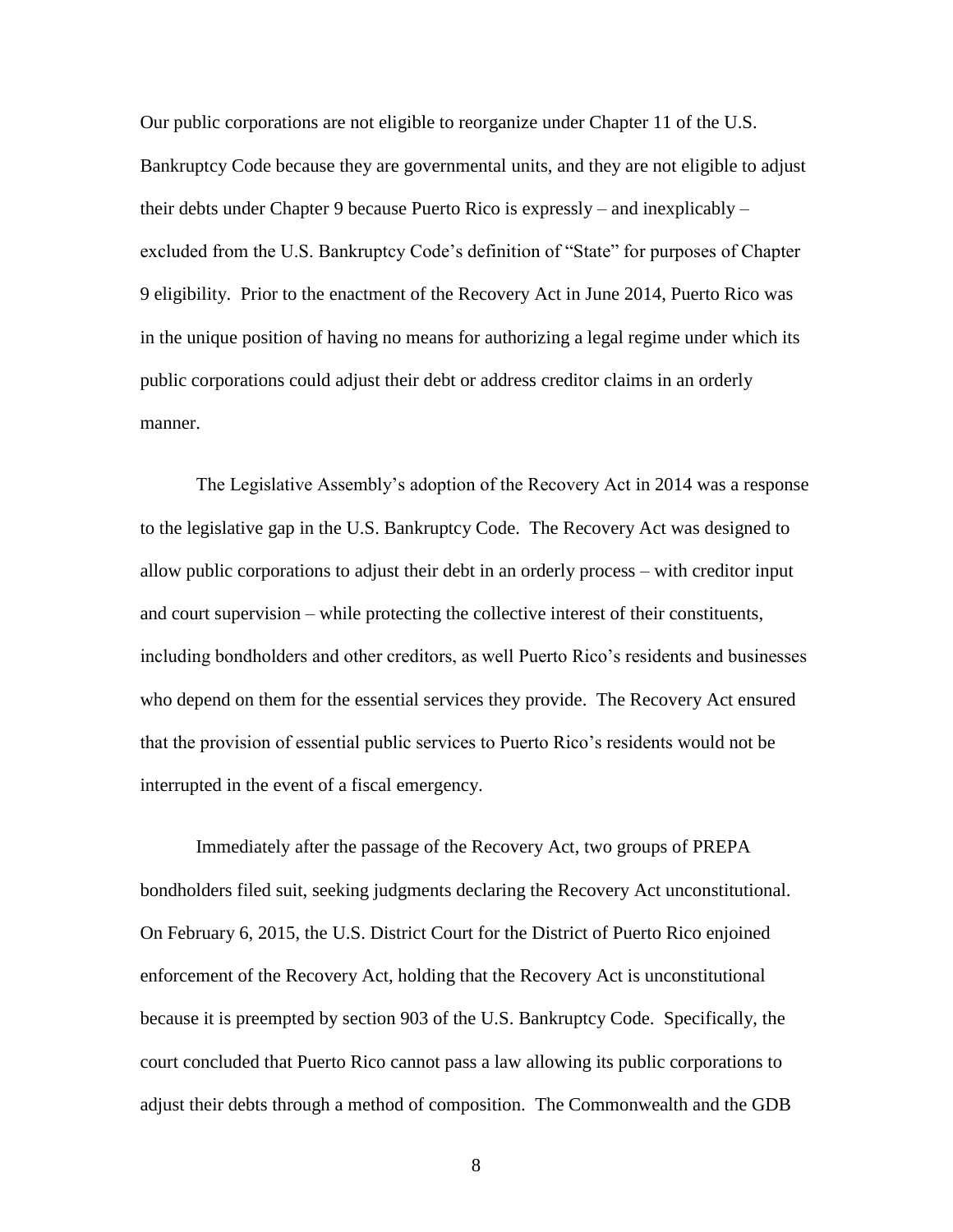Our public corporations are not eligible to reorganize under Chapter 11 of the U.S. Bankruptcy Code because they are governmental units, and they are not eligible to adjust their debts under Chapter 9 because Puerto Rico is expressly – and inexplicably – excluded from the U.S. Bankruptcy Code's definition of "State" for purposes of Chapter 9 eligibility. Prior to the enactment of the Recovery Act in June 2014, Puerto Rico was in the unique position of having no means for authorizing a legal regime under which its public corporations could adjust their debt or address creditor claims in an orderly manner.

The Legislative Assembly's adoption of the Recovery Act in 2014 was a response to the legislative gap in the U.S. Bankruptcy Code. The Recovery Act was designed to allow public corporations to adjust their debt in an orderly process – with creditor input and court supervision – while protecting the collective interest of their constituents, including bondholders and other creditors, as well Puerto Rico's residents and businesses who depend on them for the essential services they provide. The Recovery Act ensured that the provision of essential public services to Puerto Rico's residents would not be interrupted in the event of a fiscal emergency.

Immediately after the passage of the Recovery Act, two groups of PREPA bondholders filed suit, seeking judgments declaring the Recovery Act unconstitutional. On February 6, 2015, the U.S. District Court for the District of Puerto Rico enjoined enforcement of the Recovery Act, holding that the Recovery Act is unconstitutional because it is preempted by section 903 of the U.S. Bankruptcy Code. Specifically, the court concluded that Puerto Rico cannot pass a law allowing its public corporations to adjust their debts through a method of composition. The Commonwealth and the GDB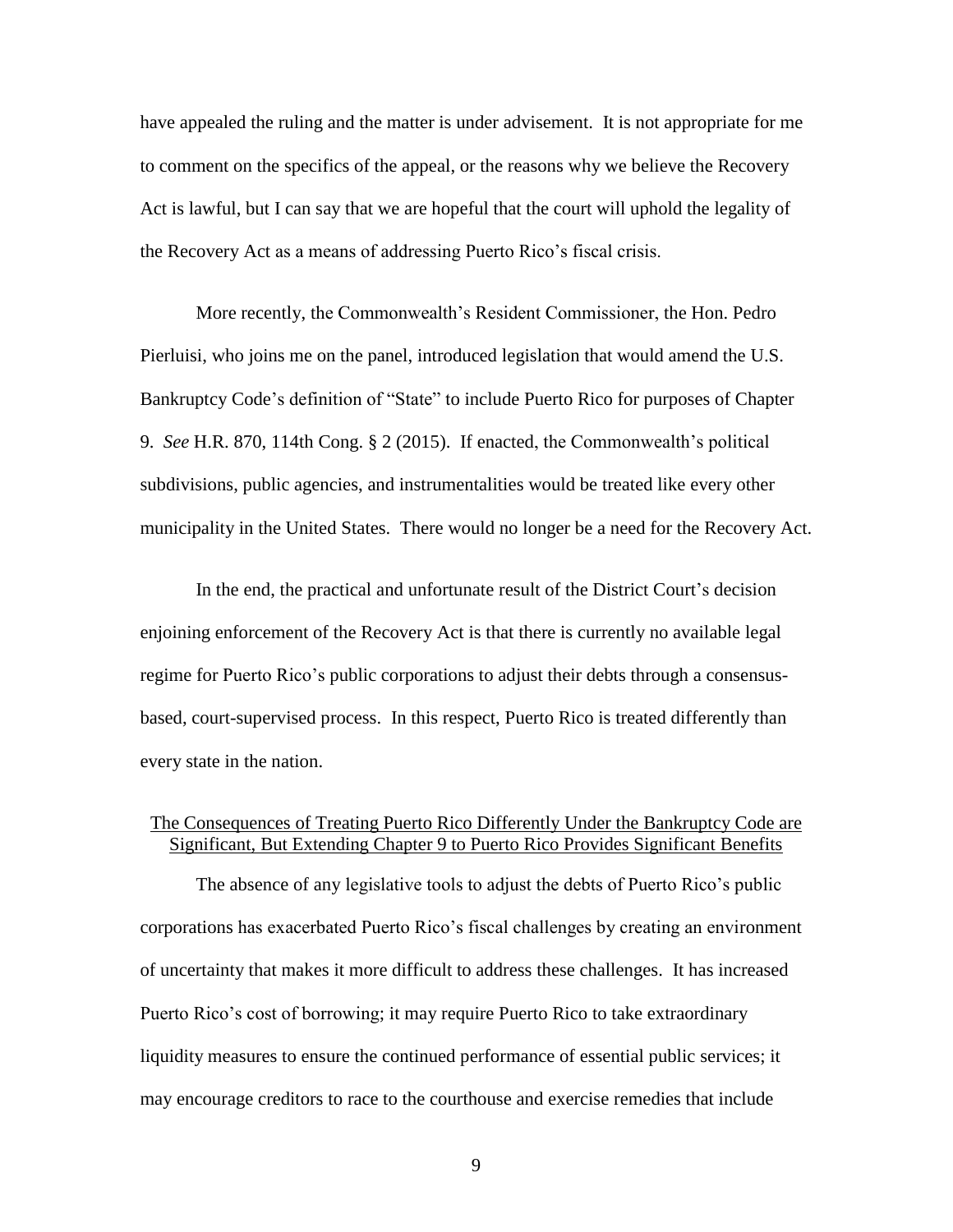have appealed the ruling and the matter is under advisement. It is not appropriate for me to comment on the specifics of the appeal, or the reasons why we believe the Recovery Act is lawful, but I can say that we are hopeful that the court will uphold the legality of the Recovery Act as a means of addressing Puerto Rico's fiscal crisis.

More recently, the Commonwealth's Resident Commissioner, the Hon. Pedro Pierluisi, who joins me on the panel, introduced legislation that would amend the U.S. Bankruptcy Code's definition of "State" to include Puerto Rico for purposes of Chapter 9. *See* H.R. 870, 114th Cong. § 2 (2015). If enacted, the Commonwealth's political subdivisions, public agencies, and instrumentalities would be treated like every other municipality in the United States. There would no longer be a need for the Recovery Act.

In the end, the practical and unfortunate result of the District Court's decision enjoining enforcement of the Recovery Act is that there is currently no available legal regime for Puerto Rico's public corporations to adjust their debts through a consensus-based, court-supervised process. In this respect, Puerto Rico is treated differently than every state in the nation.

<u>The Consequences of Treating Puerto Rico Differently Under the Bankruptcy Code are Significant, But Extending Chapter 9 to Puerto Rico Provides Significant Benefits</u>

The absence of any legislative tools to adjust the debts of Puerto Rico's public corporations has exacerbated Puerto Rico's fiscal challenges by creating an environment of uncertainty that makes it more difficult to address these challenges. It has increased Puerto Rico's cost of borrowing; it may require Puerto Rico to take extraordinary liquidity measures to ensure the continued performance of essential public services; it may encourage creditors to race to the courthouse and exercise remedies that include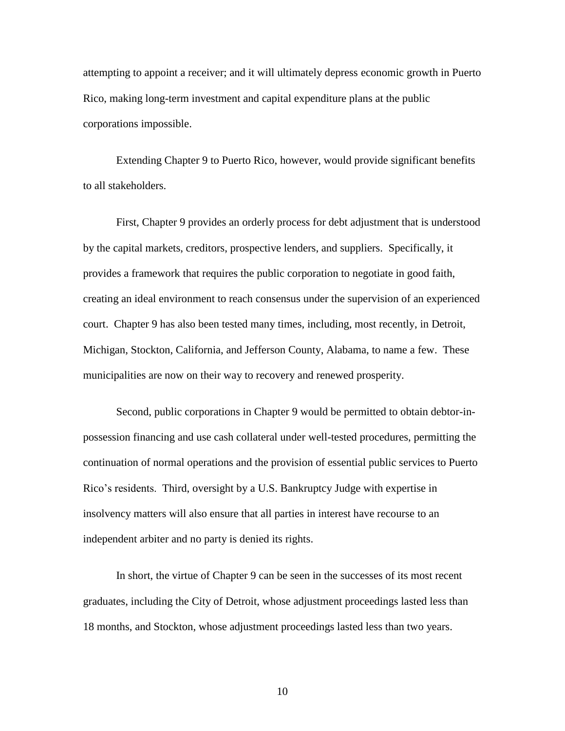attempting to appoint a receiver; and it will ultimately depress economic growth in Puerto Rico, making long-term investment and capital expenditure plans at the public corporations impossible.

Extending Chapter 9 to Puerto Rico, however, would provide significant benefits to all stakeholders.

First, Chapter 9 provides an orderly process for debt adjustment that is understood by the capital markets, creditors, prospective lenders, and suppliers. Specifically, it provides a framework that requires the public corporation to negotiate in good faith, creating an ideal environment to reach consensus under the supervision of an experienced court. Chapter 9 has also been tested many times, including, most recently, in Detroit, Michigan, Stockton, California, and Jefferson County, Alabama, to name a few. These municipalities are now on their way to recovery and renewed prosperity.

Second, public corporations in Chapter 9 would be permitted to obtain debtor-in-possession financing and use cash collateral under well-tested procedures, permitting the continuation of normal operations and the provision of essential public services to Puerto Rico's residents. Third, oversight by a U.S. Bankruptcy Judge with expertise in insolvency matters will also ensure that all parties in interest have recourse to an independent arbiter and no party is denied its rights.

In short, the virtue of Chapter 9 can be seen in the successes of its most recent graduates, including the City of Detroit, whose adjustment proceedings lasted less than 18 months, and Stockton, whose adjustment proceedings lasted less than two years.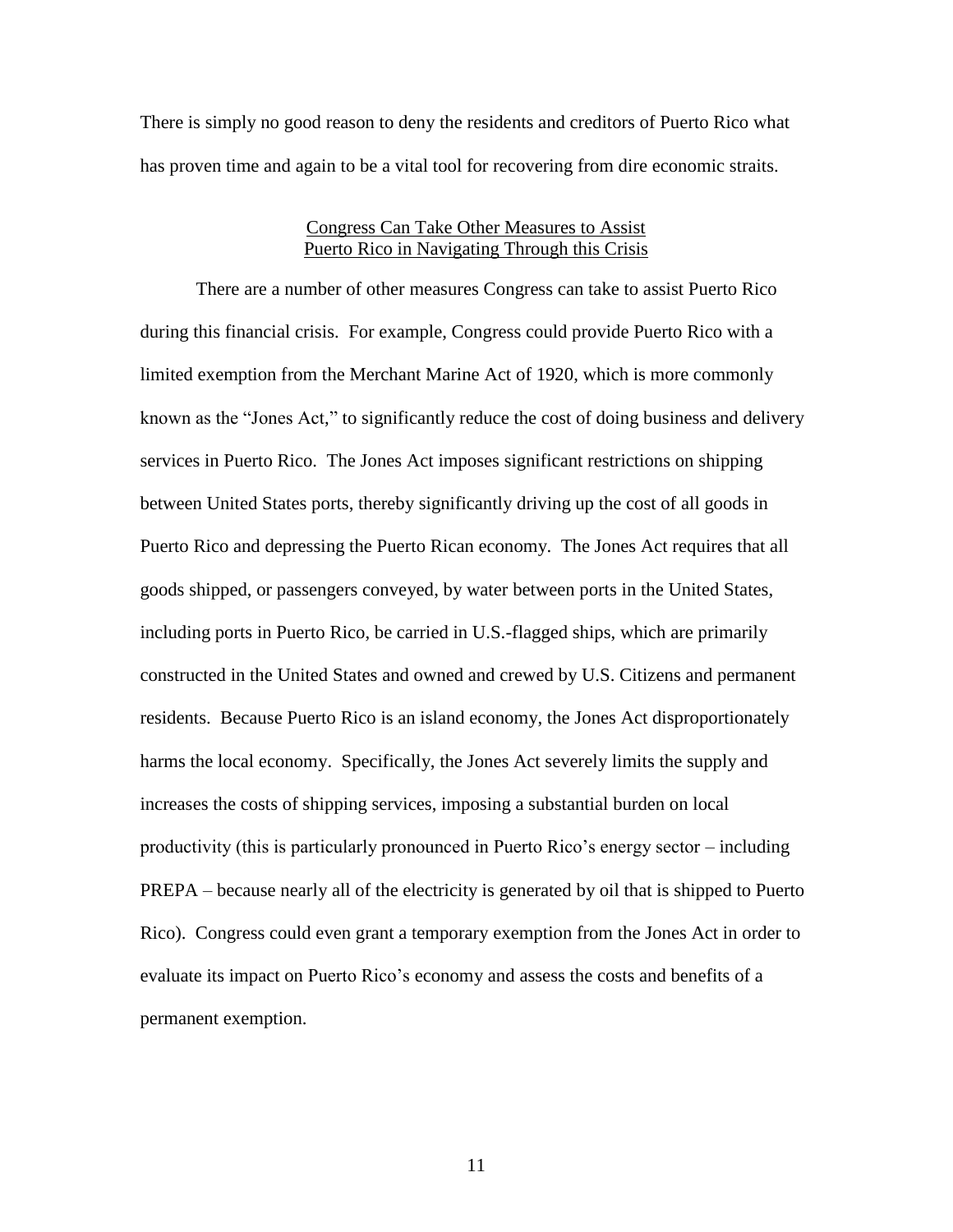There is simply no good reason to deny the residents and creditors of Puerto Rico what has proven time and again to be a vital tool for recovering from dire economic straits.

## Congress Can Take Other Measures to Assist Puerto Rico in Navigating Through this Crisis

There are a number of other measures Congress can take to assist Puerto Rico during this financial crisis. For example, Congress could provide Puerto Rico with a limited exemption from the Merchant Marine Act of 1920, which is more commonly known as the "Jones Act," to significantly reduce the cost of doing business and delivery services in Puerto Rico. The Jones Act imposes significant restrictions on shipping between United States ports, thereby significantly driving up the cost of all goods in Puerto Rico and depressing the Puerto Rican economy. The Jones Act requires that all goods shipped, or passengers conveyed, by water between ports in the United States, including ports in Puerto Rico, be carried in U.S.-flagged ships, which are primarily constructed in the United States and owned and crewed by U.S. Citizens and permanent residents. Because Puerto Rico is an island economy, the Jones Act disproportionately harms the local economy. Specifically, the Jones Act severely limits the supply and increases the costs of shipping services, imposing a substantial burden on local productivity (this is particularly pronounced in Puerto Rico's energy sector – including PREPA – because nearly all of the electricity is generated by oil that is shipped to Puerto Rico). Congress could even grant a temporary exemption from the Jones Act in order to evaluate its impact on Puerto Rico's economy and assess the costs and benefits of a permanent exemption.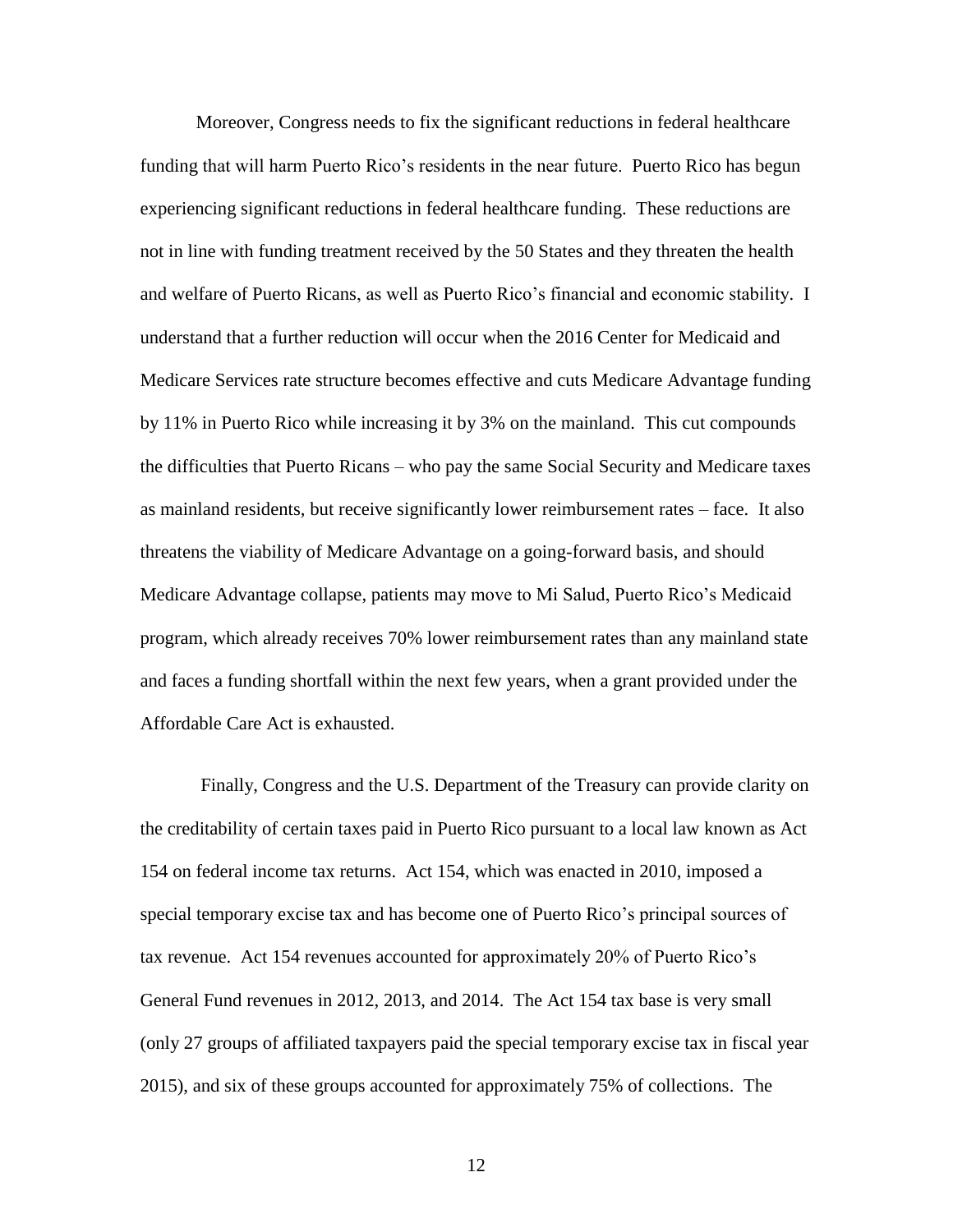Moreover, Congress needs to fix the significant reductions in federal healthcare funding that will harm Puerto Rico's residents in the near future. Puerto Rico has begun experiencing significant reductions in federal healthcare funding. These reductions are not in line with funding treatment received by the 50 States and they threaten the health and welfare of Puerto Ricans, as well as Puerto Rico's financial and economic stability. I understand that a further reduction will occur when the 2016 Center for Medicaid and Medicare Services rate structure becomes effective and cuts Medicare Advantage funding by 11% in Puerto Rico while increasing it by 3% on the mainland. This cut compounds the difficulties that Puerto Ricans – who pay the same Social Security and Medicare taxes as mainland residents, but receive significantly lower reimbursement rates – face. It also threatens the viability of Medicare Advantage on a going-forward basis, and should Medicare Advantage collapse, patients may move to Mi Salud, Puerto Rico's Medicaid program, which already receives 70% lower reimbursement rates than any mainland state and faces a funding shortfall within the next few years, when a grant provided under the Affordable Care Act is exhausted.

Finally, Congress and the U.S. Department of the Treasury can provide clarity on the creditability of certain taxes paid in Puerto Rico pursuant to a local law known as Act 154 on federal income tax returns. Act 154, which was enacted in 2010, imposed a special temporary excise tax and has become one of Puerto Rico's principal sources of tax revenue. Act 154 revenues accounted for approximately 20% of Puerto Rico's General Fund revenues in 2012, 2013, and 2014. The Act 154 tax base is very small (only 27 groups of affiliated taxpayers paid the special temporary excise tax in fiscal year 2015), and six of these groups accounted for approximately 75% of collections. The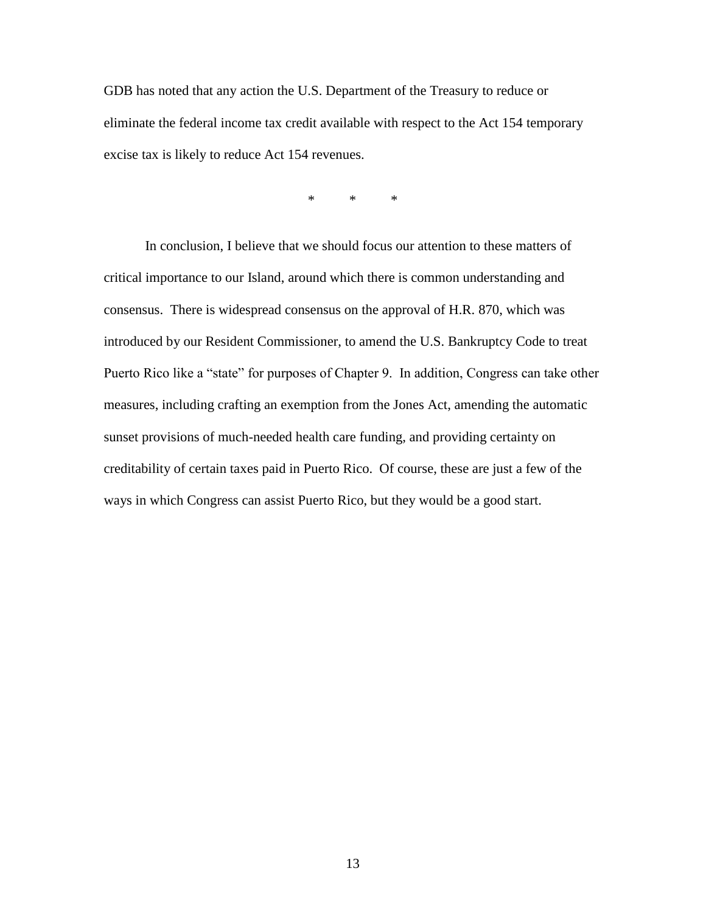GDB has noted that any action the U.S. Department of the Treasury to reduce or eliminate the federal income tax credit available with respect to the Act 154 temporary excise tax is likely to reduce Act 154 revenues.

\*          \*          \*

In conclusion, I believe that we should focus our attention to these matters of critical importance to our Island, around which there is common understanding and consensus. There is widespread consensus on the approval of H.R. 870, which was introduced by our Resident Commissioner, to amend the U.S. Bankruptcy Code to treat Puerto Rico like a "state" for purposes of Chapter 9. In addition, Congress can take other measures, including crafting an exemption from the Jones Act, amending the automatic sunset provisions of much-needed health care funding, and providing certainty on creditability of certain taxes paid in Puerto Rico. Of course, these are just a few of the ways in which Congress can assist Puerto Rico, but they would be a good start.